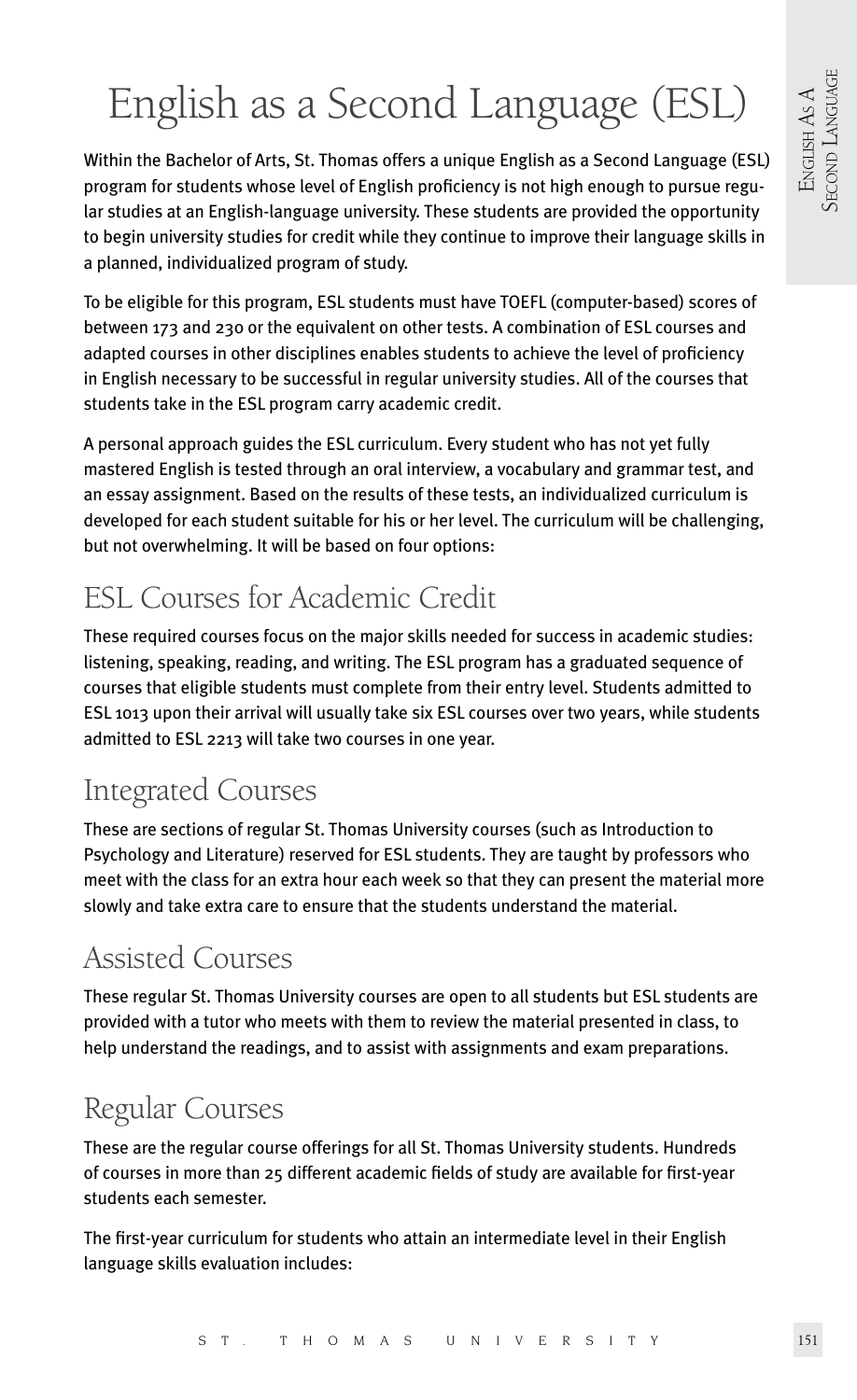# English as a Second Language (ESL)

Within the Bachelor of Arts, St. Thomas offers a unique English as a Second Language (ESL) program for students whose level of English proficiency is not high enough to pursue regular studies at an English-language university. These students are provided the opportunity to begin university studies for credit while they continue to improve their language skills in a planned, individualized program of study.

To be eligible for this program, ESL students must have TOEFL (computer-based) scores of between 173 and 230 or the equivalent on other tests. A combination of ESL courses and adapted courses in other disciplines enables students to achieve the level of proficiency in English necessary to be successful in regular university studies. All of the courses that students take in the ESL program carry academic credit.

A personal approach guides the ESL curriculum. Every student who has not yet fully mastered English is tested through an oral interview, a vocabulary and grammar test, and an essay assignment. Based on the results of these tests, an individualized curriculum is developed for each student suitable for his or her level. The curriculum will be challenging, but not overwhelming. It will be based on four options:

## ESL Courses for Academic Credit

These required courses focus on the major skills needed for success in academic studies: listening, speaking, reading, and writing. The ESL program has a graduated sequence of courses that eligible students must complete from their entry level. Students admitted to ESL 1013 upon their arrival will usually take six ESL courses over two years, while students admitted to ESL 2213 will take two courses in one year.

## Integrated Courses

These are sections of regular St. Thomas University courses (such as Introduction to Psychology and Literature) reserved for ESL students. They are taught by professors who meet with the class for an extra hour each week so that they can present the material more slowly and take extra care to ensure that the students understand the material.

## Assisted Courses

These regular St. Thomas University courses are open to all students but ESL students are provided with a tutor who meets with them to review the material presented in class, to help understand the readings, and to assist with assignments and exam preparations.

## Regular Courses

These are the regular course offerings for all St. Thomas University students. Hundreds of courses in more than 25 different academic fields of study are available for first-year students each semester.

The first-year curriculum for students who attain an intermediate level in their English language skills evaluation includes: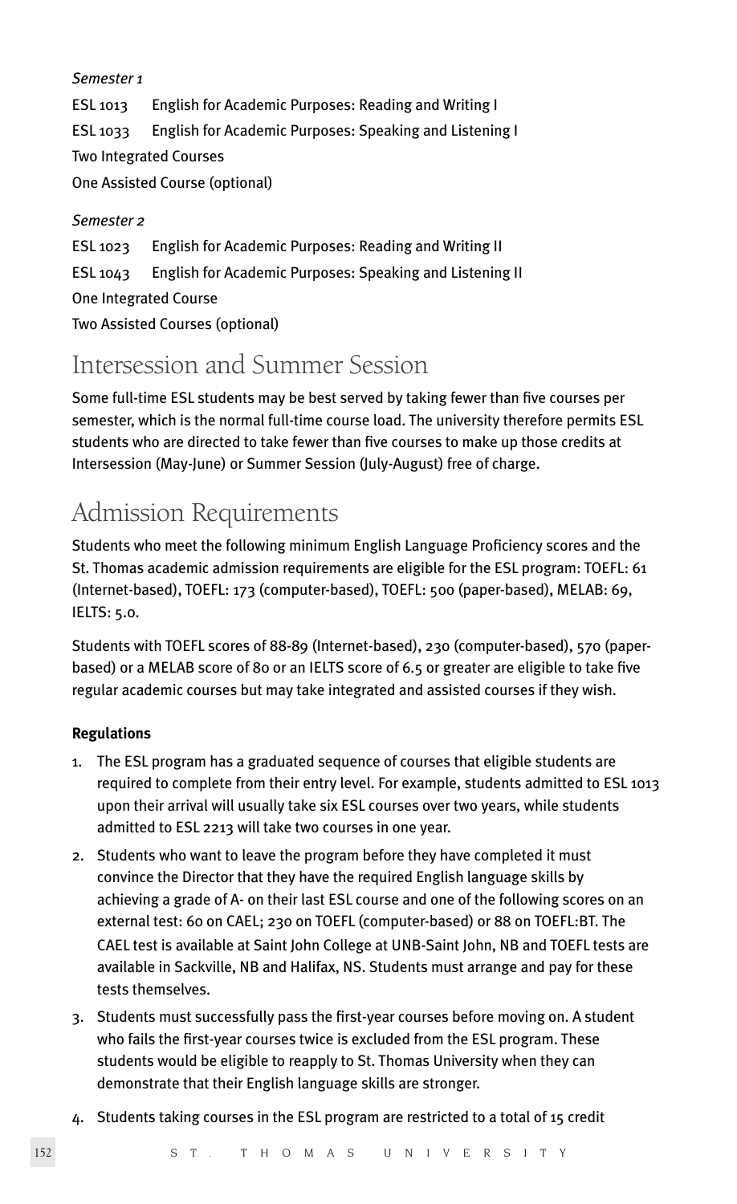*Semester 1*

ESL 1013 English for Academic Purposes: Reading and Writing I

ESL 1033 English for Academic Purposes: Speaking and Listening I

Two Integrated Courses

One Assisted Course (optional)

*Semester 2*

ESL 1023 English for Academic Purposes: Reading and Writing II

ESL 1043 English for Academic Purposes: Speaking and Listening II

One Integrated Course

Two Assisted Courses (optional)

## Intersession and Summer Session

Some full-time ESL students may be best served by taking fewer than five courses per semester, which is the normal full-time course load. The university therefore permits ESL students who are directed to take fewer than five courses to make up those credits at Intersession (May-June) or Summer Session (July-August) free of charge.

## Admission Requirements

Students who meet the following minimum English Language Proficiency scores and the St. Thomas academic admission requirements are eligible for the ESL program: TOEFL: 61 (Internet-based), TOEFL: 173 (computer-based), TOEFL: 500 (paper-based), MELAB: 69, IELTS: 5.0.

Students with TOEFL scores of 88-89 (Internet-based), 230 (computer-based), 570 (paper-based) or a MELAB score of 80 or an IELTS score of 6.5 or greater are eligible to take five regular academic courses but may take integrated and assisted courses if they wish.

**Regulations**

1. The ESL program has a graduated sequence of courses that eligible students are required to complete from their entry level. For example, students admitted to ESL 1013 upon their arrival will usually take six ESL courses over two years, while students admitted to ESL 2213 will take two courses in one year.
2. Students who want to leave the program before they have completed it must convince the Director that they have the required English language skills by achieving a grade of A- on their last ESL course and one of the following scores on an external test: 60 on CAEL; 230 on TOEFL (computer-based) or 88 on TOEFL:BT. The CAEL test is available at Saint John College at UNB-Saint John, NB and TOEFL tests are available in Sackville, NB and Halifax, NS. Students must arrange and pay for these tests themselves.
3. Students must successfully pass the first-year courses before moving on. A student who fails the first-year courses twice is excluded from the ESL program. These students would be eligible to reapply to St. Thomas University when they can demonstrate that their English language skills are stronger.
4. Students taking courses in the ESL program are restricted to a total of 15 credit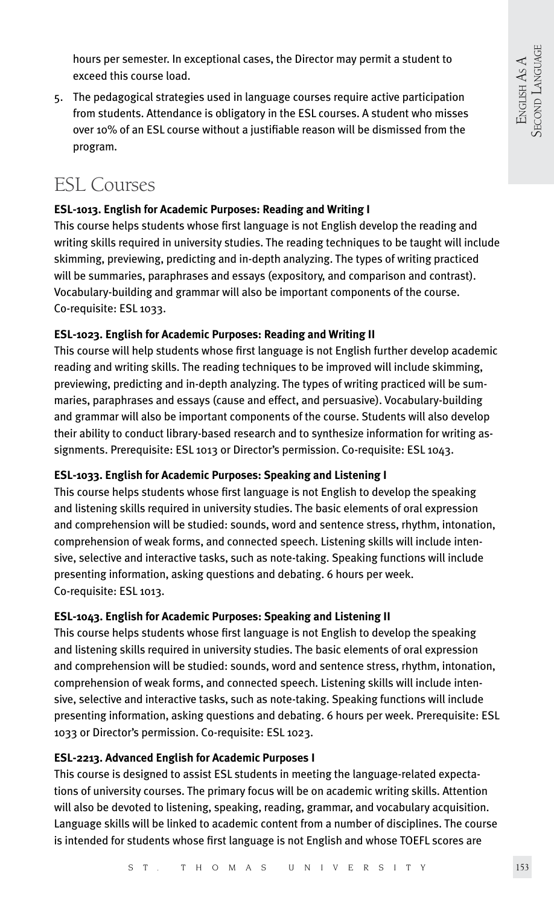hours per semester. In exceptional cases, the Director may permit a student to exceed this course load.

5. The pedagogical strategies used in language courses require active participation from students. Attendance is obligatory in the ESL courses. A student who misses over 10% of an ESL course without a justifiable reason will be dismissed from the program.

# ESL Courses

**ESL-1013. English for Academic Purposes: Reading and Writing I**

This course helps students whose first language is not English develop the reading and writing skills required in university studies. The reading techniques to be taught will include skimming, previewing, predicting and in-depth analyzing. The types of writing practiced will be summaries, paraphrases and essays (expository, and comparison and contrast). Vocabulary-building and grammar will also be important components of the course. Co-requisite: ESL 1033.

**ESL-1023. English for Academic Purposes: Reading and Writing II**

This course will help students whose first language is not English further develop academic reading and writing skills. The reading techniques to be improved will include skimming, previewing, predicting and in-depth analyzing. The types of writing practiced will be summaries, paraphrases and essays (cause and effect, and persuasive). Vocabulary-building and grammar will also be important components of the course. Students will also develop their ability to conduct library-based research and to synthesize information for writing assignments. Prerequisite: ESL 1013 or Director's permission. Co-requisite: ESL 1043.

**ESL-1033. English for Academic Purposes: Speaking and Listening I**

This course helps students whose first language is not English to develop the speaking and listening skills required in university studies. The basic elements of oral expression and comprehension will be studied: sounds, word and sentence stress, rhythm, intonation, comprehension of weak forms, and connected speech. Listening skills will include intensive, selective and interactive tasks, such as note-taking. Speaking functions will include presenting information, asking questions and debating. 6 hours per week. Co-requisite: ESL 1013.

**ESL-1043. English for Academic Purposes: Speaking and Listening II**

This course helps students whose first language is not English to develop the speaking and listening skills required in university studies. The basic elements of oral expression and comprehension will be studied: sounds, word and sentence stress, rhythm, intonation, comprehension of weak forms, and connected speech. Listening skills will include intensive, selective and interactive tasks, such as note-taking. Speaking functions will include presenting information, asking questions and debating. 6 hours per week. Prerequisite: ESL 1033 or Director's permission. Co-requisite: ESL 1023.

**ESL-2213. Advanced English for Academic Purposes I**

This course is designed to assist ESL students in meeting the language-related expectations of university courses. The primary focus will be on academic writing skills. Attention will also be devoted to listening, speaking, reading, grammar, and vocabulary acquisition. Language skills will be linked to academic content from a number of disciplines. The course is intended for students whose first language is not English and whose TOEFL scores are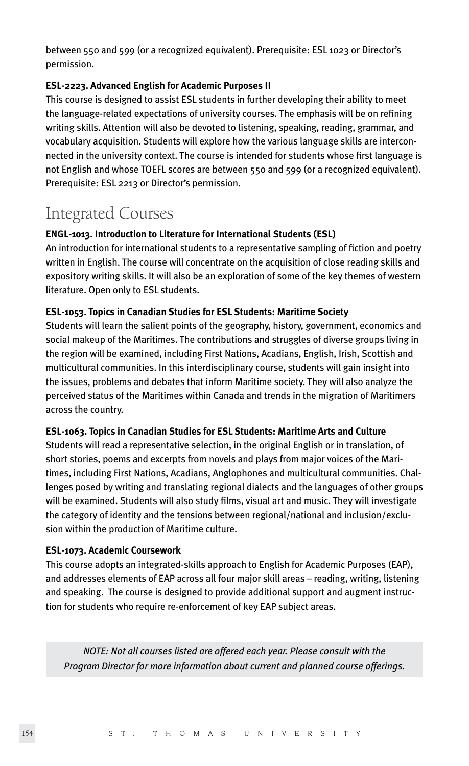between 550 and 599 (or a recognized equivalent). Prerequisite: ESL 1023 or Director's permission.

**ESL-2223. Advanced English for Academic Purposes II**

This course is designed to assist ESL students in further developing their ability to meet the language-related expectations of university courses. The emphasis will be on refining writing skills. Attention will also be devoted to listening, speaking, reading, grammar, and vocabulary acquisition. Students will explore how the various language skills are interconnected in the university context. The course is intended for students whose first language is not English and whose TOEFL scores are between 550 and 599 (or a recognized equivalent). Prerequisite: ESL 2213 or Director's permission.

## Integrated Courses

**ENGL-1013. Introduction to Literature for International Students (ESL)**

An introduction for international students to a representative sampling of fiction and poetry written in English. The course will concentrate on the acquisition of close reading skills and expository writing skills. It will also be an exploration of some of the key themes of western literature. Open only to ESL students.

**ESL-1053. Topics in Canadian Studies for ESL Students: Maritime Society**

Students will learn the salient points of the geography, history, government, economics and social makeup of the Maritimes. The contributions and struggles of diverse groups living in the region will be examined, including First Nations, Acadians, English, Irish, Scottish and multicultural communities. In this interdisciplinary course, students will gain insight into the issues, problems and debates that inform Maritime society. They will also analyze the perceived status of the Maritimes within Canada and trends in the migration of Maritimers across the country.

**ESL-1063. Topics in Canadian Studies for ESL Students: Maritime Arts and Culture**

Students will read a representative selection, in the original English or in translation, of short stories, poems and excerpts from novels and plays from major voices of the Maritimes, including First Nations, Acadians, Anglophones and multicultural communities. Challenges posed by writing and translating regional dialects and the languages of other groups will be examined. Students will also study films, visual art and music. They will investigate the category of identity and the tensions between regional/national and inclusion/exclusion within the production of Maritime culture.

**ESL-1073. Academic Coursework**

This course adopts an integrated-skills approach to English for Academic Purposes (EAP), and addresses elements of EAP across all four major skill areas – reading, writing, listening and speaking. The course is designed to provide additional support and augment instruction for students who require re-enforcement of key EAP subject areas.

*NOTE: Not all courses listed are offered each year. Please consult with the Program Director for more information about current and planned course offerings.*